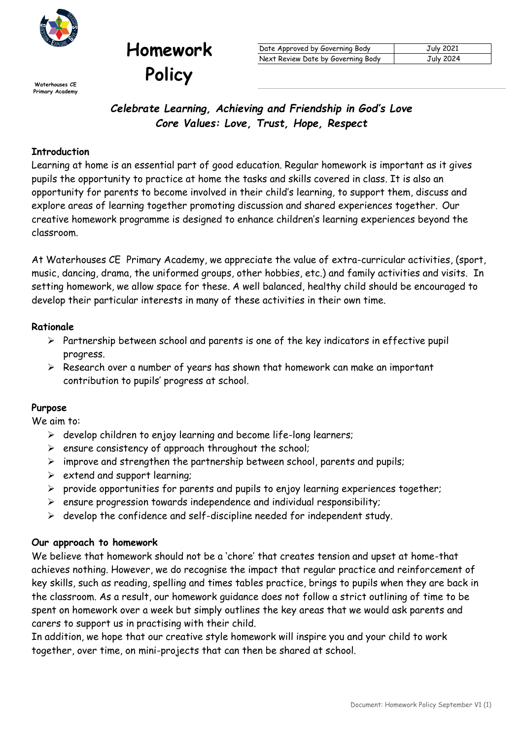Waterhouses CE Primary Academy

# Homework Policy

| Date Approved by Governing Body | July 2021 |
|---|---|
| Next Review Date by Governing Body | July 2024 |

***Celebrate Learning, Achieving and Friendship in God's Love***
***Core Values: Love, Trust, Hope, Respect***

## Introduction

Learning at home is an essential part of good education. Regular homework is important as it gives pupils the opportunity to practice at home the tasks and skills covered in class. It is also an opportunity for parents to become involved in their child's learning, to support them, discuss and explore areas of learning together promoting discussion and shared experiences together. Our creative homework programme is designed to enhance children's learning experiences beyond the classroom.

At Waterhouses CE Primary Academy, we appreciate the value of extra-curricular activities, (sport, music, dancing, drama, the uniformed groups, other hobbies, etc.) and family activities and visits. In setting homework, we allow space for these. A well balanced, healthy child should be encouraged to develop their particular interests in many of these activities in their own time.

## Rationale

- Partnership between school and parents is one of the key indicators in effective pupil progress.
- Research over a number of years has shown that homework can make an important contribution to pupils' progress at school.

## Purpose

We aim to:

- develop children to enjoy learning and become life-long learners;
- ensure consistency of approach throughout the school;
- improve and strengthen the partnership between school, parents and pupils;
- extend and support learning;
- provide opportunities for parents and pupils to enjoy learning experiences together;
- ensure progression towards independence and individual responsibility;
- develop the confidence and self-discipline needed for independent study.

## Our approach to homework

We believe that homework should not be a 'chore' that creates tension and upset at home-that achieves nothing. However, we do recognise the impact that regular practice and reinforcement of key skills, such as reading, spelling and times tables practice, brings to pupils when they are back in the classroom. As a result, our homework guidance does not follow a strict outlining of time to be spent on homework over a week but simply outlines the key areas that we would ask parents and carers to support us in practising with their child.
In addition, we hope that our creative style homework will inspire you and your child to work together, over time, on mini-projects that can then be shared at school.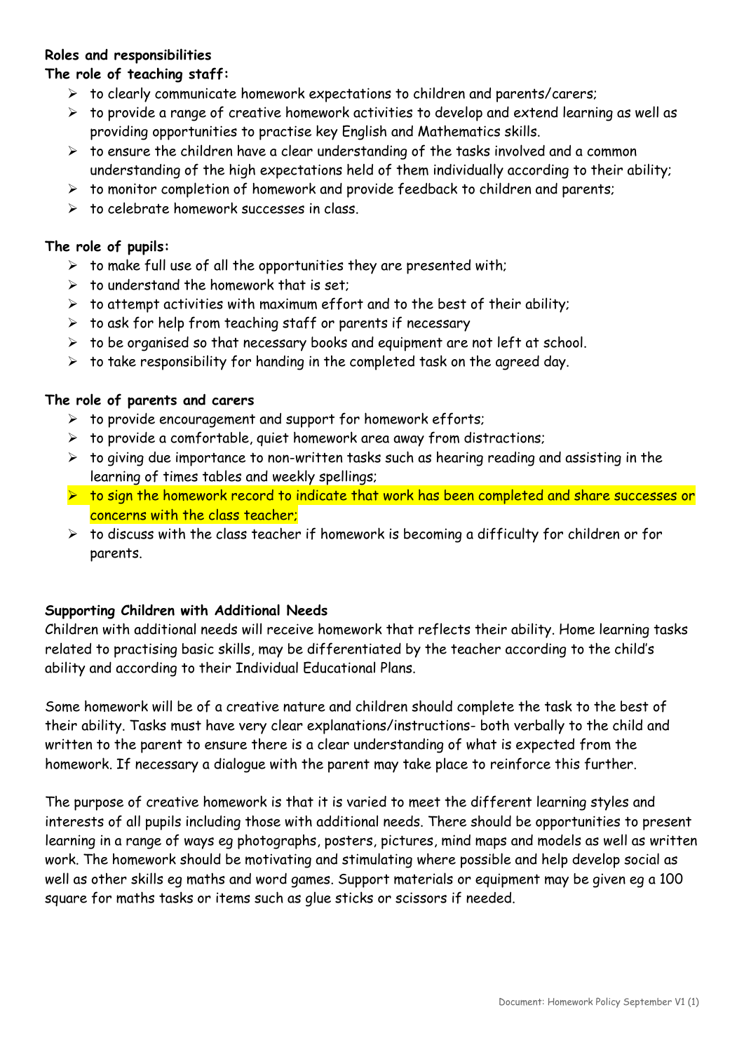**Roles and responsibilities**

**The role of teaching staff:**

- to clearly communicate homework expectations to children and parents/carers;
- to provide a range of creative homework activities to develop and extend learning as well as providing opportunities to practise key English and Mathematics skills.
- to ensure the children have a clear understanding of the tasks involved and a common understanding of the high expectations held of them individually according to their ability;
- to monitor completion of homework and provide feedback to children and parents;
- to celebrate homework successes in class.

**The role of pupils:**

- to make full use of all the opportunities they are presented with;
- to understand the homework that is set;
- to attempt activities with maximum effort and to the best of their ability;
- to ask for help from teaching staff or parents if necessary
- to be organised so that necessary books and equipment are not left at school.
- to take responsibility for handing in the completed task on the agreed day.

**The role of parents and carers**

- to provide encouragement and support for homework efforts;
- to provide a comfortable, quiet homework area away from distractions;
- to giving due importance to non-written tasks such as hearing reading and assisting in the learning of times tables and weekly spellings;
- to sign the homework record to indicate that work has been completed and share successes or concerns with the class teacher;
- to discuss with the class teacher if homework is becoming a difficulty for children or for parents.

**Supporting Children with Additional Needs**

Children with additional needs will receive homework that reflects their ability. Home learning tasks related to practising basic skills, may be differentiated by the teacher according to the child's ability and according to their Individual Educational Plans.

Some homework will be of a creative nature and children should complete the task to the best of their ability. Tasks must have very clear explanations/instructions- both verbally to the child and written to the parent to ensure there is a clear understanding of what is expected from the homework. If necessary a dialogue with the parent may take place to reinforce this further.

The purpose of creative homework is that it is varied to meet the different learning styles and interests of all pupils including those with additional needs. There should be opportunities to present learning in a range of ways eg photographs, posters, pictures, mind maps and models as well as written work. The homework should be motivating and stimulating where possible and help develop social as well as other skills eg maths and word games. Support materials or equipment may be given eg a 100 square for maths tasks or items such as glue sticks or scissors if needed.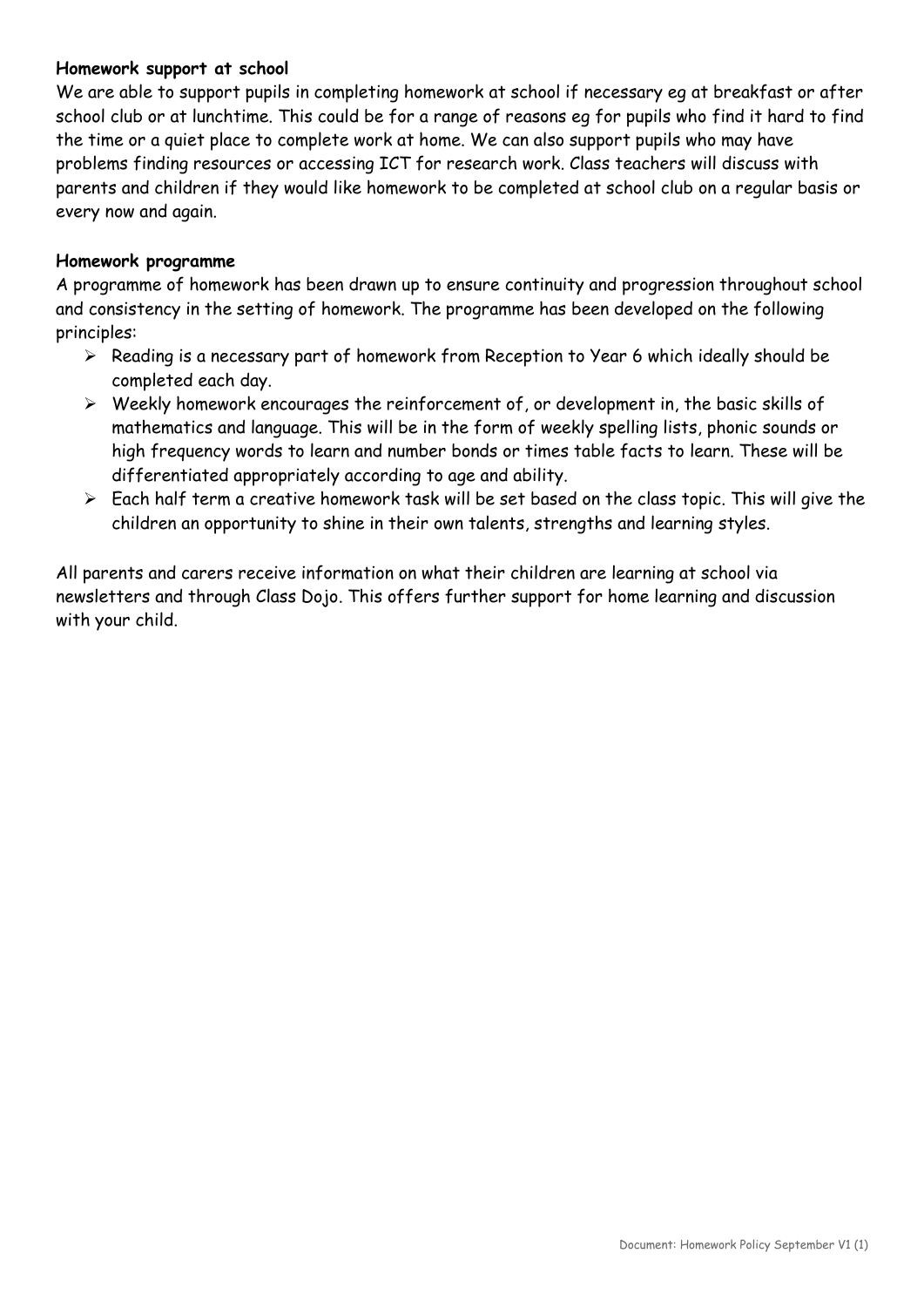**Homework support at school**

We are able to support pupils in completing homework at school if necessary eg at breakfast or after school club or at lunchtime. This could be for a range of reasons eg for pupils who find it hard to find the time or a quiet place to complete work at home. We can also support pupils who may have problems finding resources or accessing ICT for research work. Class teachers will discuss with parents and children if they would like homework to be completed at school club on a regular basis or every now and again.

**Homework programme**

A programme of homework has been drawn up to ensure continuity and progression throughout school and consistency in the setting of homework. The programme has been developed on the following principles:

- Reading is a necessary part of homework from Reception to Year 6 which ideally should be completed each day.
- Weekly homework encourages the reinforcement of, or development in, the basic skills of mathematics and language. This will be in the form of weekly spelling lists, phonic sounds or high frequency words to learn and number bonds or times table facts to learn. These will be differentiated appropriately according to age and ability.
- Each half term a creative homework task will be set based on the class topic. This will give the children an opportunity to shine in their own talents, strengths and learning styles.

All parents and carers receive information on what their children are learning at school via newsletters and through Class Dojo. This offers further support for home learning and discussion with your child.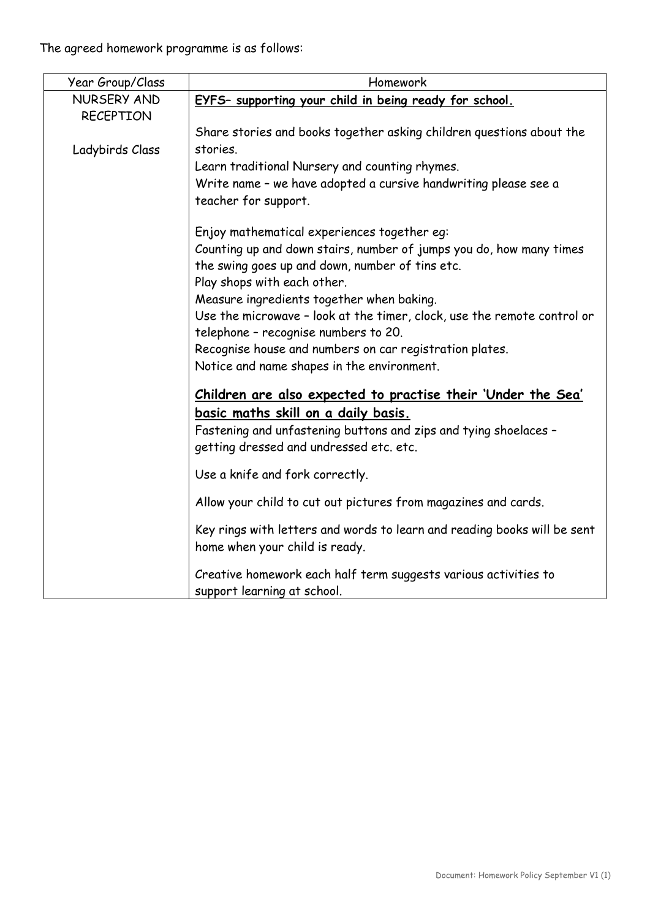The agreed homework programme is as follows:

| Year Group/Class | Homework |
| --- | --- |
| NURSERY AND RECEPTION<br><br>Ladybirds Class | **<u>EYFS– supporting your child in being ready for school.</u>**<br><br>Share stories and books together asking children questions about the stories.<br>Learn traditional Nursery and counting rhymes.<br>Write name – we have adopted a cursive handwriting please see a teacher for support.<br><br>Enjoy mathematical experiences together eg:<br>Counting up and down stairs, number of jumps you do, how many times the swing goes up and down, number of tins etc.<br>Play shops with each other.<br>Measure ingredients together when baking.<br>Use the microwave – look at the timer, clock, use the remote control or telephone – recognise numbers to 20.<br>Recognise house and numbers on car registration plates.<br>Notice and name shapes in the environment.<br><br>**<u>Children are also expected to practise their 'Under the Sea' basic maths skill on a daily basis.</u>**<br>Fastening and unfastening buttons and zips and tying shoelaces – getting dressed and undressed etc. etc.<br><br>Use a knife and fork correctly.<br><br>Allow your child to cut out pictures from magazines and cards.<br><br>Key rings with letters and words to learn and reading books will be sent home when your child is ready.<br><br>Creative homework each half term suggests various activities to support learning at school. |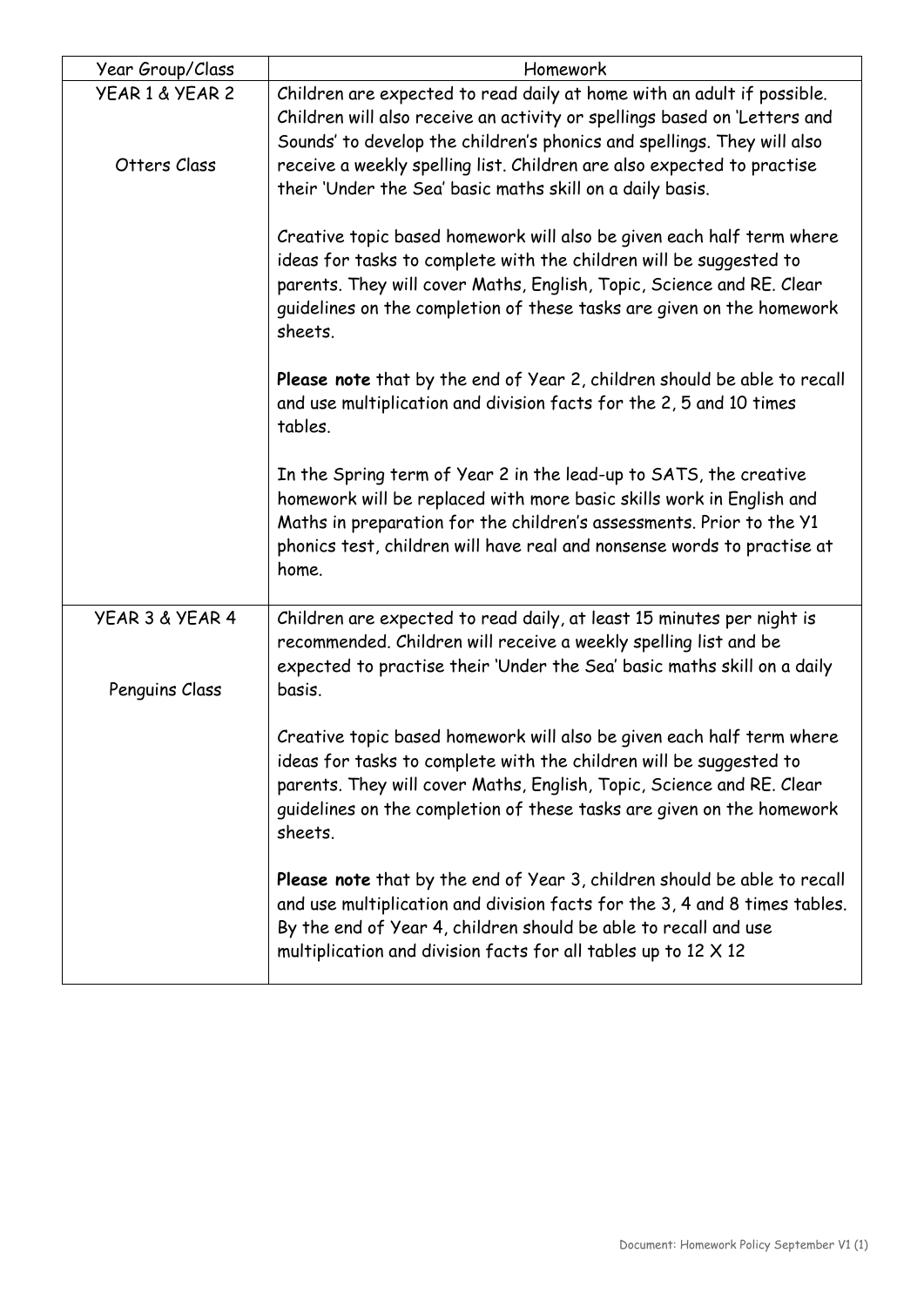| Year Group/Class | Homework |
|---|---|
| YEAR 1 & YEAR 2<br><br>Otters Class | Children are expected to read daily at home with an adult if possible. Children will also receive an activity or spellings based on 'Letters and Sounds' to develop the children's phonics and spellings. They will also receive a weekly spelling list. Children are also expected to practise their 'Under the Sea' basic maths skill on a daily basis.<br><br>Creative topic based homework will also be given each half term where ideas for tasks to complete with the children will be suggested to parents. They will cover Maths, English, Topic, Science and RE. Clear guidelines on the completion of these tasks are given on the homework sheets.<br><br>**Please note** that by the end of Year 2, children should be able to recall and use multiplication and division facts for the 2, 5 and 10 times tables.<br><br>In the Spring term of Year 2 in the lead-up to SATS, the creative homework will be replaced with more basic skills work in English and Maths in preparation for the children's assessments. Prior to the Y1 phonics test, children will have real and nonsense words to practise at home. |
| YEAR 3 & YEAR 4<br><br>Penguins Class | Children are expected to read daily, at least 15 minutes per night is recommended. Children will receive a weekly spelling list and be expected to practise their 'Under the Sea' basic maths skill on a daily basis.<br><br>Creative topic based homework will also be given each half term where ideas for tasks to complete with the children will be suggested to parents. They will cover Maths, English, Topic, Science and RE. Clear guidelines on the completion of these tasks are given on the homework sheets.<br><br>**Please note** that by the end of Year 3, children should be able to recall and use multiplication and division facts for the 3, 4 and 8 times tables. By the end of Year 4, children should be able to recall and use multiplication and division facts for all tables up to 12 X 12 |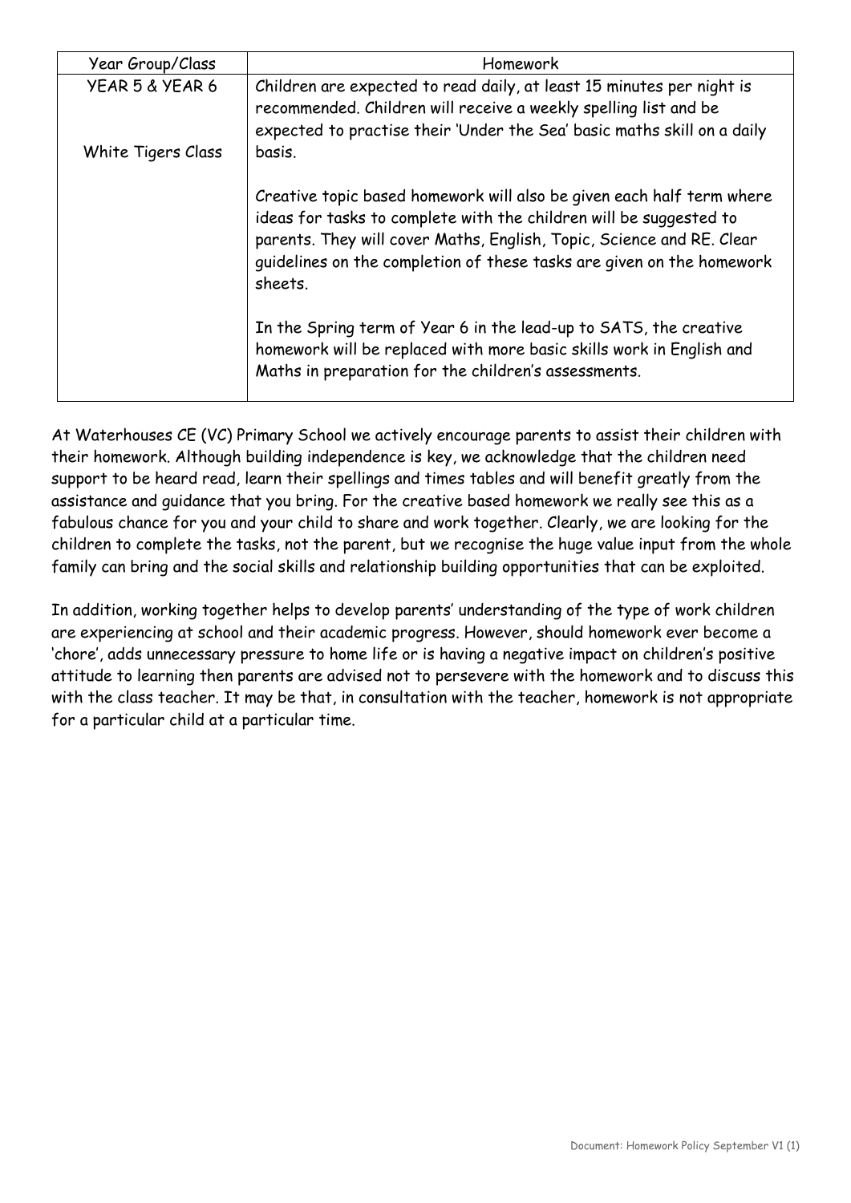| Year Group/Class | Homework |
| --- | --- |
| YEAR 5 & YEAR 6<br><br>White Tigers Class | Children are expected to read daily, at least 15 minutes per night is recommended. Children will receive a weekly spelling list and be expected to practise their 'Under the Sea' basic maths skill on a daily basis.<br><br>Creative topic based homework will also be given each half term where ideas for tasks to complete with the children will be suggested to parents. They will cover Maths, English, Topic, Science and RE. Clear guidelines on the completion of these tasks are given on the homework sheets.<br><br>In the Spring term of Year 6 in the lead-up to SATS, the creative homework will be replaced with more basic skills work in English and Maths in preparation for the children's assessments. |

At Waterhouses CE (VC) Primary School we actively encourage parents to assist their children with their homework. Although building independence is key, we acknowledge that the children need support to be heard read, learn their spellings and times tables and will benefit greatly from the assistance and guidance that you bring. For the creative based homework we really see this as a fabulous chance for you and your child to share and work together. Clearly, we are looking for the children to complete the tasks, not the parent, but we recognise the huge value input from the whole family can bring and the social skills and relationship building opportunities that can be exploited.

In addition, working together helps to develop parents' understanding of the type of work children are experiencing at school and their academic progress. However, should homework ever become a 'chore', adds unnecessary pressure to home life or is having a negative impact on children's positive attitude to learning then parents are advised not to persevere with the homework and to discuss this with the class teacher. It may be that, in consultation with the teacher, homework is not appropriate for a particular child at a particular time.